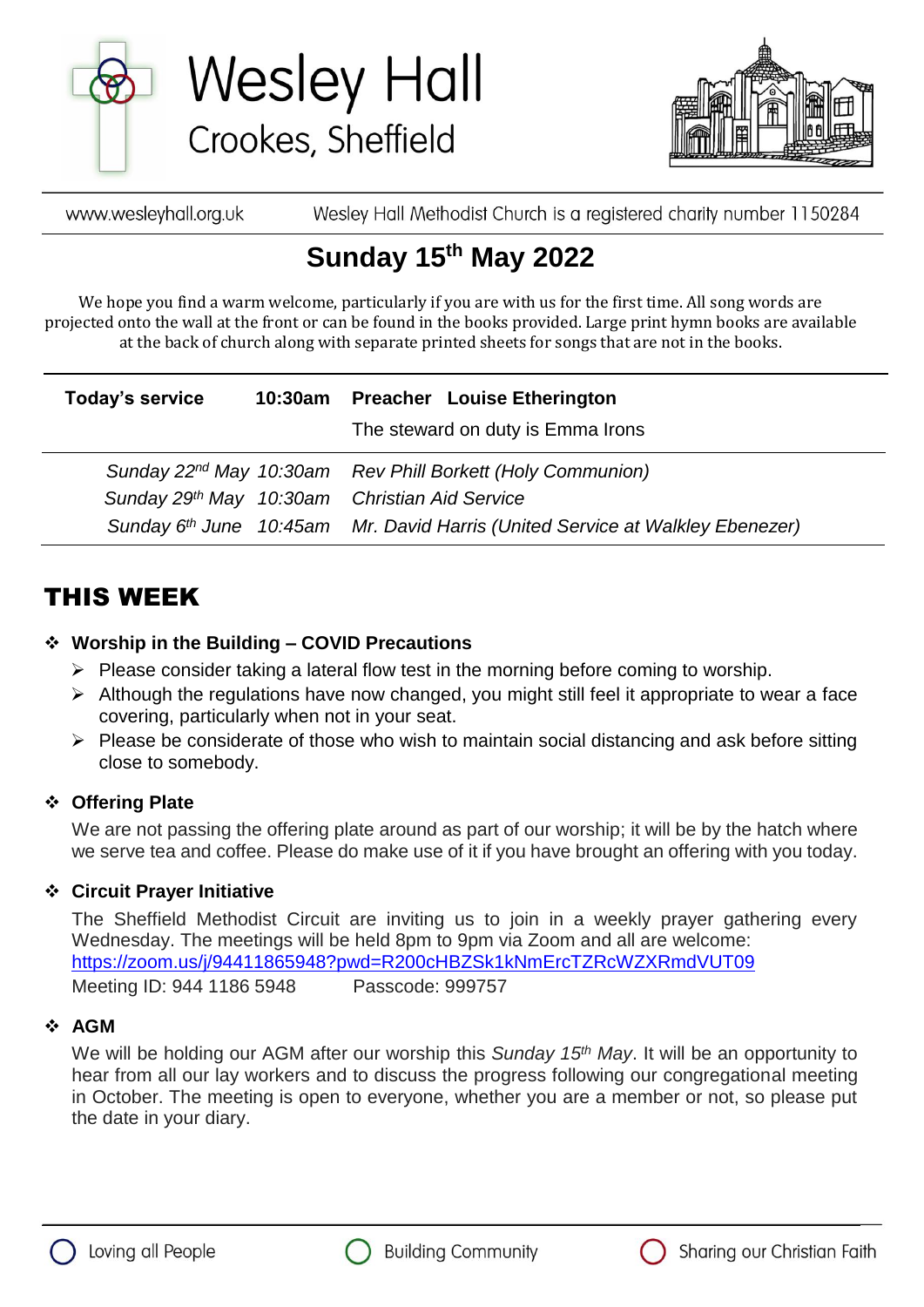# Wesley Hall

## Crookes, Sheffield

www.wesleyhall.org.uk — Wesley Hall Methodist Church is a registered charity number 1150284

## Sunday 15th May 2022

We hope you find a warm welcome, particularly if you are with us for the first time. All song words are projected onto the wall at the front or can be found in the books provided. Large print hymn books are available at the back of church along with separate printed sheets for songs that are not in the books.

| | | |
|---|---|---|
| **Today's service** | **10:30am** | **Preacher Louise Etherington** |
| | | The steward on duty is Emma Irons |
| *Sunday 22nd May* | *10:30am* | *Rev Phill Borkett (Holy Communion)* |
| *Sunday 29th May* | *10:30am* | *Christian Aid Service* |
| *Sunday 6th June* | *10:45am* | *Mr. David Harris (United Service at Walkley Ebenezer)* |

## THIS WEEK

- **Worship in the Building – COVID Precautions**
  - Please consider taking a lateral flow test in the morning before coming to worship.
  - Although the regulations have now changed, you might still feel it appropriate to wear a face covering, particularly when not in your seat.
  - Please be considerate of those who wish to maintain social distancing and ask before sitting close to somebody.

- **Offering Plate**

  We are not passing the offering plate around as part of our worship; it will be by the hatch where we serve tea and coffee. Please do make use of it if you have brought an offering with you today.

- **Circuit Prayer Initiative**

  The Sheffield Methodist Circuit are inviting us to join in a weekly prayer gathering every Wednesday. The meetings will be held 8pm to 9pm via Zoom and all are welcome:
  https://zoom.us/j/94411865948?pwd=R200cHBZSk1kNmErcTZRcWZXRmdVUT09
  Meeting ID: 944 1186 5948 Passcode: 999757

- **AGM**

  We will be holding our AGM after our worship this *Sunday 15th May*. It will be an opportunity to hear from all our lay workers and to discuss the progress following our congregational meeting in October. The meeting is open to everyone, whether you are a member or not, so please put the date in your diary.

Loving all People — Building Community — Sharing our Christian Faith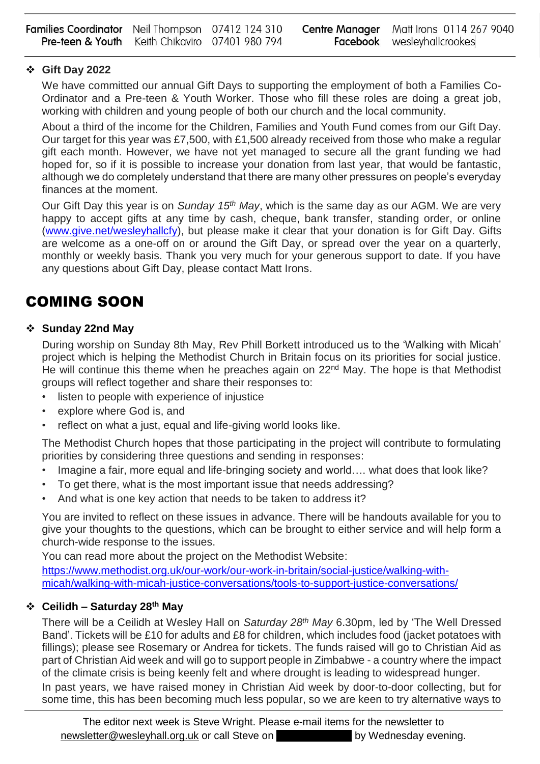| Families Coordinator | Neil Thompson | 07412 124 310 | Centre Manager | Matt Irons 0114 267 9040 |
|---|---|---|---|---|
| Pre-teen & Youth | Keith Chikaviro | 07401 980 794 | Facebook | wesleyhallcrookes |

- **Gift Day 2022**

  We have committed our annual Gift Days to supporting the employment of both a Families Co-Ordinator and a Pre-teen & Youth Worker. Those who fill these roles are doing a great job, working with children and young people of both our church and the local community.

  About a third of the income for the Children, Families and Youth Fund comes from our Gift Day. Our target for this year was £7,500, with £1,500 already received from those who make a regular gift each month. However, we have not yet managed to secure all the grant funding we had hoped for, so if it is possible to increase your donation from last year, that would be fantastic, although we do completely understand that there are many other pressures on people's everyday finances at the moment.

  Our Gift Day this year is on *Sunday 15th May*, which is the same day as our AGM. We are very happy to accept gifts at any time by cash, cheque, bank transfer, standing order, or online (www.give.net/wesleyhallcfy), but please make it clear that your donation is for Gift Day. Gifts are welcome as a one-off on or around the Gift Day, or spread over the year on a quarterly, monthly or weekly basis. Thank you very much for your generous support to date. If you have any questions about Gift Day, please contact Matt Irons.

# COMING SOON

- **Sunday 22nd May**

  During worship on Sunday 8th May, Rev Phill Borkett introduced us to the 'Walking with Micah' project which is helping the Methodist Church in Britain focus on its priorities for social justice. He will continue this theme when he preaches again on 22nd May. The hope is that Methodist groups will reflect together and share their responses to:

  - listen to people with experience of injustice
  - explore where God is, and
  - reflect on what a just, equal and life-giving world looks like.

  The Methodist Church hopes that those participating in the project will contribute to formulating priorities by considering three questions and sending in responses:

  - Imagine a fair, more equal and life-bringing society and world…. what does that look like?
  - To get there, what is the most important issue that needs addressing?
  - And what is one key action that needs to be taken to address it?

  You are invited to reflect on these issues in advance. There will be handouts available for you to give your thoughts to the questions, which can be brought to either service and will help form a church-wide response to the issues.

  You can read more about the project on the Methodist Website:
  https://www.methodist.org.uk/our-work/our-work-in-britain/social-justice/walking-with-micah/walking-with-micah-justice-conversations/tools-to-support-justice-conversations/

- **Ceilidh – Saturday 28th May**

  There will be a Ceilidh at Wesley Hall on *Saturday 28th May* 6.30pm, led by 'The Well Dressed Band'. Tickets will be £10 for adults and £8 for children, which includes food (jacket potatoes with fillings); please see Rosemary or Andrea for tickets. The funds raised will go to Christian Aid as part of Christian Aid week and will go to support people in Zimbabwe - a country where the impact of the climate crisis is being keenly felt and where drought is leading to widespread hunger.

  In past years, we have raised money in Christian Aid week by door-to-door collecting, but for some time, this has been becoming much less popular, so we are keen to try alternative ways to

The editor next week is Steve Wright. Please e-mail items for the newsletter to newsletter@wesleyhall.org.uk or call Steve on [redacted] by Wednesday evening.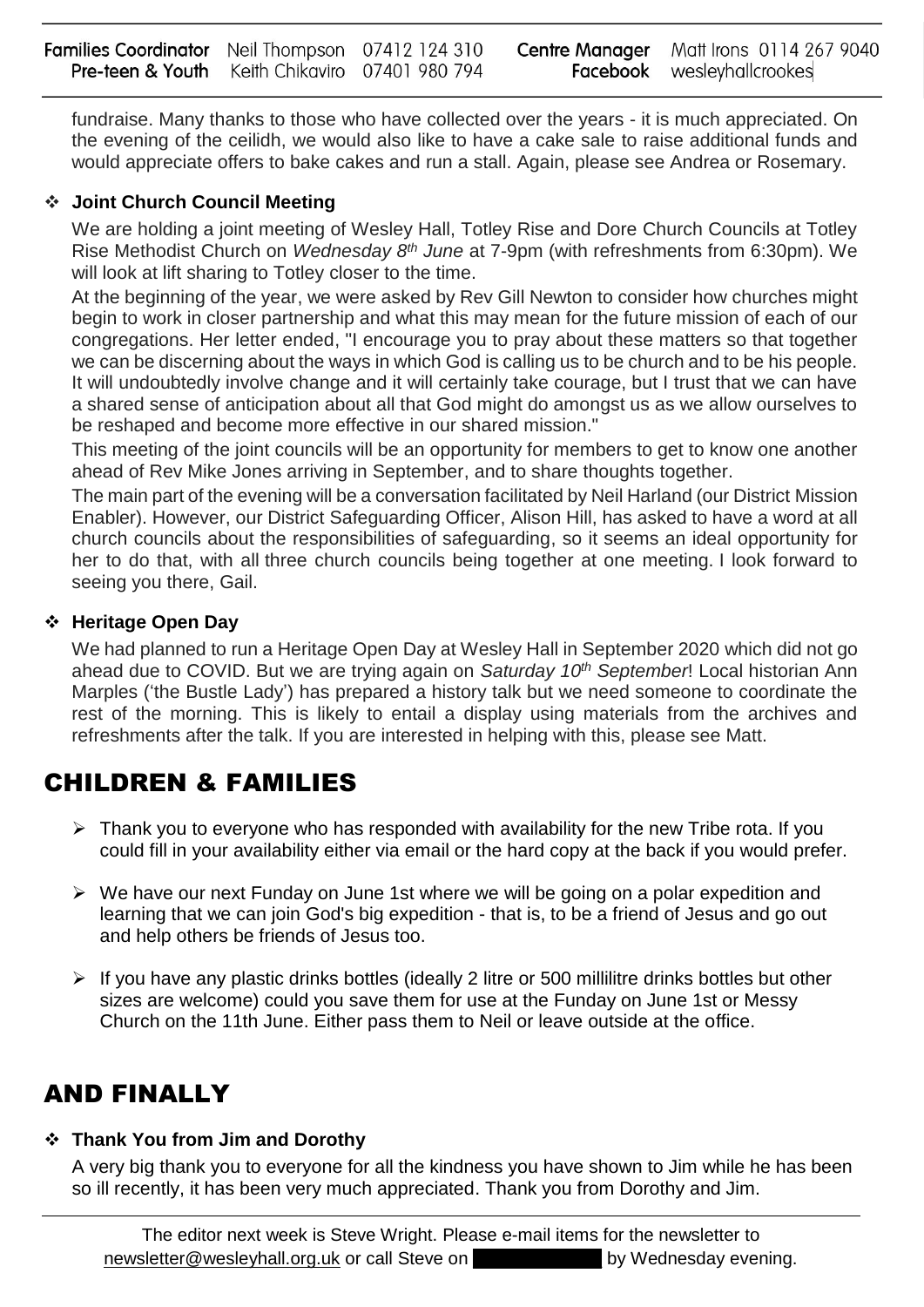fundraise. Many thanks to those who have collected over the years - it is much appreciated. On the evening of the ceilidh, we would also like to have a cake sale to raise additional funds and would appreciate offers to bake cakes and run a stall. Again, please see Andrea or Rosemary.

- **Joint Church Council Meeting**

  We are holding a joint meeting of Wesley Hall, Totley Rise and Dore Church Councils at Totley Rise Methodist Church on *Wednesday 8th June* at 7-9pm (with refreshments from 6:30pm). We will look at lift sharing to Totley closer to the time.

  At the beginning of the year, we were asked by Rev Gill Newton to consider how churches might begin to work in closer partnership and what this may mean for the future mission of each of our congregations. Her letter ended, "I encourage you to pray about these matters so that together we can be discerning about the ways in which God is calling us to be church and to be his people. It will undoubtedly involve change and it will certainly take courage, but I trust that we can have a shared sense of anticipation about all that God might do amongst us as we allow ourselves to be reshaped and become more effective in our shared mission."

  This meeting of the joint councils will be an opportunity for members to get to know one another ahead of Rev Mike Jones arriving in September, and to share thoughts together.

  The main part of the evening will be a conversation facilitated by Neil Harland (our District Mission Enabler). However, our District Safeguarding Officer, Alison Hill, has asked to have a word at all church councils about the responsibilities of safeguarding, so it seems an ideal opportunity for her to do that, with all three church councils being together at one meeting. I look forward to seeing you there, Gail.

- **Heritage Open Day**

  We had planned to run a Heritage Open Day at Wesley Hall in September 2020 which did not go ahead due to COVID. But we are trying again on *Saturday 10th September*! Local historian Ann Marples ('the Bustle Lady') has prepared a history talk but we need someone to coordinate the rest of the morning. This is likely to entail a display using materials from the archives and refreshments after the talk. If you are interested in helping with this, please see Matt.

## CHILDREN & FAMILIES

- Thank you to everyone who has responded with availability for the new Tribe rota. If you could fill in your availability either via email or the hard copy at the back if you would prefer.
- We have our next Funday on June 1st where we will be going on a polar expedition and learning that we can join God's big expedition - that is, to be a friend of Jesus and go out and help others be friends of Jesus too.
- If you have any plastic drinks bottles (ideally 2 litre or 500 millilitre drinks bottles but other sizes are welcome) could you save them for use at the Funday on June 1st or Messy Church on the 11th June. Either pass them to Neil or leave outside at the office.

## AND FINALLY

- **Thank You from Jim and Dorothy**

  A very big thank you to everyone for all the kindness you have shown to Jim while he has been so ill recently, it has been very much appreciated. Thank you from Dorothy and Jim.

The editor next week is Steve Wright. Please e-mail items for the newsletter to newsletter@wesleyhall.org.uk or call Steve on [redacted] by Wednesday evening.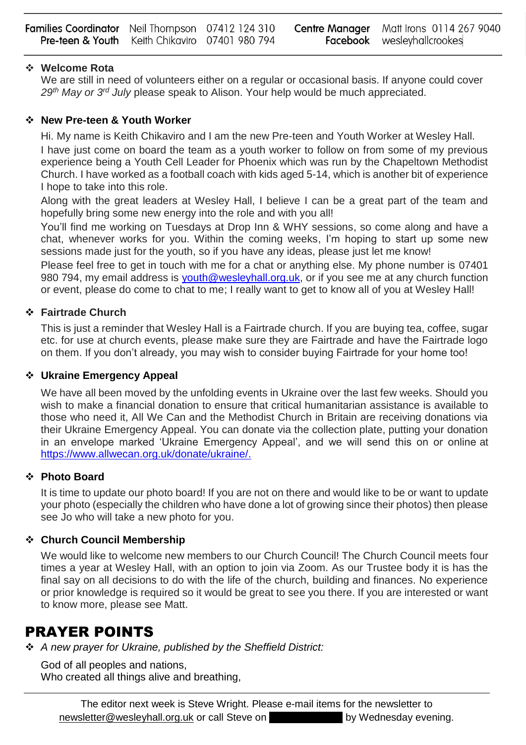| | | | | |
|---|---|---|---|---|
| **Families Coordinator** | Neil Thompson | 07412 124 310 | **Centre Manager** | Matt Irons 0114 267 9040 |
| **Pre-teen & Youth** | Keith Chikaviro | 07401 980 794 | **Facebook** | wesleyhallcrookes |

- **Welcome Rota**

  We are still in need of volunteers either on a regular or occasional basis. If anyone could cover *29th May or 3rd July* please speak to Alison. Your help would be much appreciated.

- **New Pre-teen & Youth Worker**

  Hi. My name is Keith Chikaviro and I am the new Pre-teen and Youth Worker at Wesley Hall.

  I have just come on board the team as a youth worker to follow on from some of my previous experience being a Youth Cell Leader for Phoenix which was run by the Chapeltown Methodist Church. I have worked as a football coach with kids aged 5-14, which is another bit of experience I hope to take into this role.

  Along with the great leaders at Wesley Hall, I believe I can be a great part of the team and hopefully bring some new energy into the role and with you all!

  You'll find me working on Tuesdays at Drop Inn & WHY sessions, so come along and have a chat, whenever works for you. Within the coming weeks, I'm hoping to start up some new sessions made just for the youth, so if you have any ideas, please just let me know!

  Please feel free to get in touch with me for a chat or anything else. My phone number is 07401 980 794, my email address is youth@wesleyhall.org.uk, or if you see me at any church function or event, please do come to chat to me; I really want to get to know all of you at Wesley Hall!

- **Fairtrade Church**

  This is just a reminder that Wesley Hall is a Fairtrade church. If you are buying tea, coffee, sugar etc. for use at church events, please make sure they are Fairtrade and have the Fairtrade logo on them. If you don't already, you may wish to consider buying Fairtrade for your home too!

- **Ukraine Emergency Appeal**

  We have all been moved by the unfolding events in Ukraine over the last few weeks. Should you wish to make a financial donation to ensure that critical humanitarian assistance is available to those who need it, All We Can and the Methodist Church in Britain are receiving donations via their Ukraine Emergency Appeal. You can donate via the collection plate, putting your donation in an envelope marked 'Ukraine Emergency Appeal', and we will send this on or online at https://www.allwecan.org.uk/donate/ukraine/.

- **Photo Board**

  It is time to update our photo board! If you are not on there and would like to be or want to update your photo (especially the children who have done a lot of growing since their photos) then please see Jo who will take a new photo for you.

- **Church Council Membership**

  We would like to welcome new members to our Church Council! The Church Council meets four times a year at Wesley Hall, with an option to join via Zoom. As our Trustee body it is has the final say on all decisions to do with the life of the church, building and finances. No experience or prior knowledge is required so it would be great to see you there. If you are interested or want to know more, please see Matt.

# PRAYER POINTS

- *A new prayer for Ukraine, published by the Sheffield District:*

  God of all peoples and nations,
  Who created all things alive and breathing,

The editor next week is Steve Wright. Please e-mail items for the newsletter to newsletter@wesleyhall.org.uk or call Steve on [redacted] by Wednesday evening.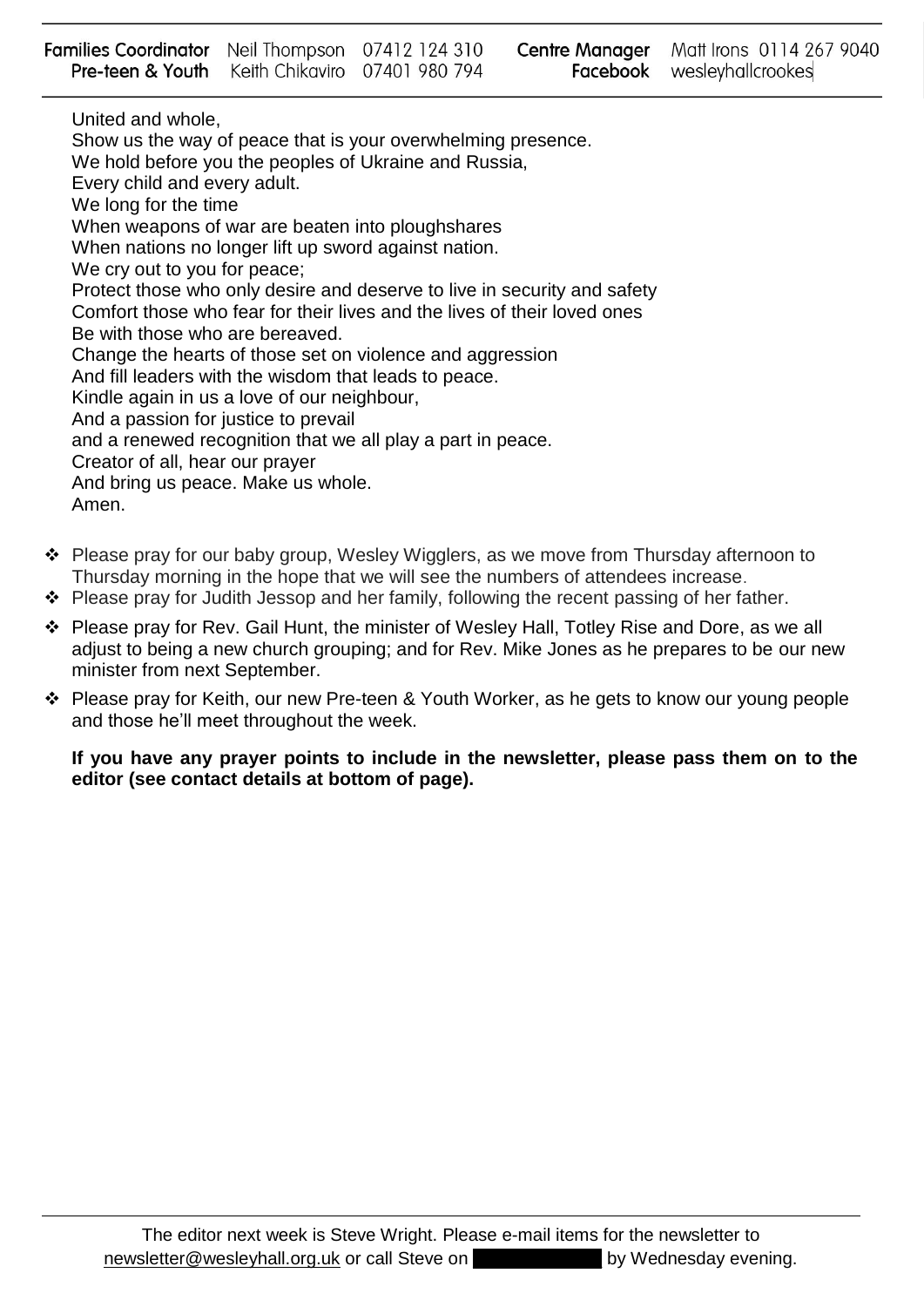United and whole,
Show us the way of peace that is your overwhelming presence.
We hold before you the peoples of Ukraine and Russia,
Every child and every adult.
We long for the time
When weapons of war are beaten into ploughshares
When nations no longer lift up sword against nation.
We cry out to you for peace;
Protect those who only desire and deserve to live in security and safety
Comfort those who fear for their lives and the lives of their loved ones
Be with those who are bereaved.
Change the hearts of those set on violence and aggression
And fill leaders with the wisdom that leads to peace.
Kindle again in us a love of our neighbour,
And a passion for justice to prevail
and a renewed recognition that we all play a part in peace.
Creator of all, hear our prayer
And bring us peace. Make us whole.
Amen.

- Please pray for our baby group, Wesley Wigglers, as we move from Thursday afternoon to Thursday morning in the hope that we will see the numbers of attendees increase.
- Please pray for Judith Jessop and her family, following the recent passing of her father.
- Please pray for Rev. Gail Hunt, the minister of Wesley Hall, Totley Rise and Dore, as we all adjust to being a new church grouping; and for Rev. Mike Jones as he prepares to be our new minister from next September.
- Please pray for Keith, our new Pre-teen & Youth Worker, as he gets to know our young people and those he'll meet throughout the week.

**If you have any prayer points to include in the newsletter, please pass them on to the editor (see contact details at bottom of page).**

The editor next week is Steve Wright. Please e-mail items for the newsletter to newsletter@wesleyhall.org.uk or call Steve on [redacted] by Wednesday evening.